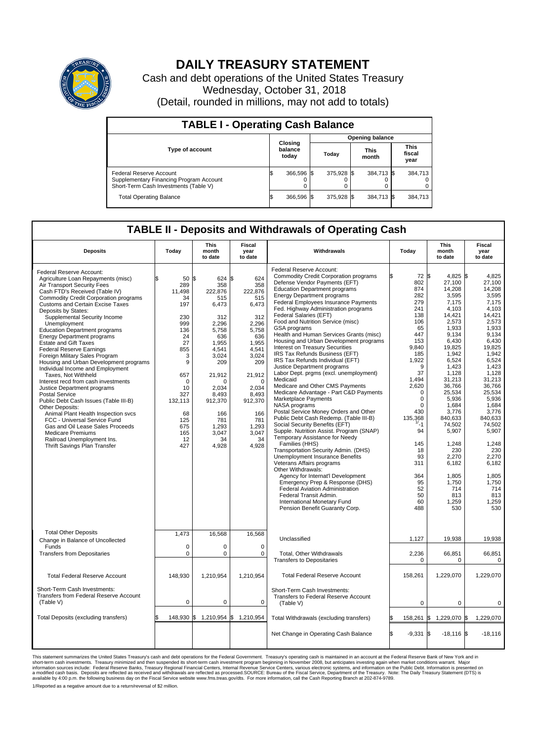# DAILY TREASURY STATEMENT

Cash and debt operations of the United States Treasury
Wednesday, October 31, 2018
(Detail, rounded in millions, may not add to totals)

## TABLE I - Operating Cash Balance

| Type of account | Closing balance today | Opening balance Today | Opening balance This month | Opening balance This fiscal year |
|---|---|---|---|---|
| Federal Reserve Account | $ 366,596 | $ 375,928 | $ 384,713 | $ 384,713 |
| Supplementary Financing Program Account | 0 | 0 | 0 | 0 |
| Short-Term Cash Investments (Table V) | 0 | 0 | 0 | 0 |
| Total Operating Balance | $ 366,596 | $ 375,928 | $ 384,713 | $ 384,713 |

## TABLE II - Deposits and Withdrawals of Operating Cash

| Deposits | Today | This month to date | Fiscal year to date |
|---|---|---|---|
| Federal Reserve Account: | | | |
| Agriculture Loan Repayments (misc) | $ 50 | $ 624 | $ 624 |
| Air Transport Security Fees | 289 | 358 | 358 |
| Cash FTD's Received (Table IV) | 11,498 | 222,876 | 222,876 |
| Commodity Credit Corporation programs | 34 | 515 | 515 |
| Customs and Certain Excise Taxes | 197 | 6,473 | 6,473 |
| Deposits by States: | | | |
| Supplemental Security Income | 230 | 312 | 312 |
| Unemployment | 999 | 2,296 | 2,296 |
| Education Department programs | 136 | 5,758 | 5,758 |
| Energy Department programs | 24 | 636 | 636 |
| Estate and Gift Taxes | 27 | 1,955 | 1,955 |
| Federal Reserve Earnings | 855 | 4,541 | 4,541 |
| Foreign Military Sales Program | 3 | 3,024 | 3,024 |
| Housing and Urban Development programs | 9 | 209 | 209 |
| Individual Income and Employment Taxes, Not Withheld | 657 | 21,912 | 21,912 |
| Interest recd from cash investments | 0 | 0 | 0 |
| Justice Department programs | 10 | 2,034 | 2,034 |
| Postal Service | 327 | 8,493 | 8,493 |
| Public Debt Cash Issues (Table III-B) | 132,113 | 912,370 | 912,370 |
| Other Deposits: | | | |
| Animal Plant Health Inspection svcs | 68 | 166 | 166 |
| FCC - Universal Service Fund | 125 | 781 | 781 |
| Gas and Oil Lease Sales Proceeds | 675 | 1,293 | 1,293 |
| Medicare Premiums | 165 | 3,047 | 3,047 |
| Railroad Unemployment Ins. | 12 | 34 | 34 |
| Thrift Savings Plan Transfer | 427 | 4,928 | 4,928 |
| Total Other Deposits | 1,473 | 16,568 | 16,568 |
| Change in Balance of Uncollected Funds | 0 | 0 | 0 |
| Transfers from Depositaries | 0 | 0 | 0 |
| Total Federal Reserve Account | 148,930 | 1,210,954 | 1,210,954 |
| Short-Term Cash Investments: Transfers from Federal Reserve Account (Table V) | 0 | 0 | 0 |
| Total Deposits (excluding transfers) | $ 148,930 | $ 1,210,954 | $ 1,210,954 |

| Withdrawals | Today | This month to date | Fiscal year to date |
|---|---|---|---|
| Federal Reserve Account: | | | |
| Commodity Credit Corporation programs | $ 72 | $ 4,825 | $ 4,825 |
| Defense Vendor Payments (EFT) | 802 | 27,100 | 27,100 |
| Education Department programs | 874 | 14,208 | 14,208 |
| Energy Department programs | 282 | 3,595 | 3,595 |
| Federal Employees Insurance Payments | 279 | 7,175 | 7,175 |
| Fed. Highway Administration programs | 241 | 4,103 | 4,103 |
| Federal Salaries (EFT) | 138 | 14,421 | 14,421 |
| Food and Nutrition Service (misc) | 106 | 2,573 | 2,573 |
| GSA programs | 65 | 1,933 | 1,933 |
| Health and Human Services Grants (misc) | 447 | 9,134 | 9,134 |
| Housing and Urban Development programs | 153 | 6,430 | 6,430 |
| Interest on Treasury Securities | 9,840 | 19,825 | 19,825 |
| IRS Tax Refunds Business (EFT) | 185 | 1,942 | 1,942 |
| IRS Tax Refunds Individual (EFT) | 1,922 | 6,524 | 6,524 |
| Justice Department programs | 9 | 1,423 | 1,423 |
| Labor Dept. prgms (excl. unemployment) | 37 | 1,128 | 1,128 |
| Medicaid | 1,494 | 31,213 | 31,213 |
| Medicare and Other CMS Payments | 2,620 | 36,766 | 36,766 |
| Medicare Advantage - Part C&D Payments | 0 | 25,534 | 25,534 |
| Marketplace Payments | 0 | 5,936 | 5,936 |
| NASA programs | 0 | 1,684 | 1,684 |
| Postal Service Money Orders and Other | 430 | 3,776 | 3,776 |
| Public Debt Cash Redemp. (Table III-B) | 135,368 | 840,633 | 840,633 |
| Social Security Benefits (EFT) | [1] -1 | 74,502 | 74,502 |
| Supple. Nutrition Assist. Program (SNAP) | 94 | 5,907 | 5,907 |
| Temporary Assistance for Needy Families (HHS) | 145 | 1,248 | 1,248 |
| Transportation Security Admin. (DHS) | 18 | 230 | 230 |
| Unemployment Insurance Benefits | 93 | 2,270 | 2,270 |
| Veterans Affairs programs | 311 | 6,182 | 6,182 |
| Other Withdrawals: | | | |
| Agency for Internat'l Development | 364 | 1,805 | 1,805 |
| Emergency Prep & Response (DHS) | 95 | 1,750 | 1,750 |
| Federal Aviation Administration | 52 | 714 | 714 |
| Federal Transit Admin. | 50 | 813 | 813 |
| International Monetary Fund | 60 | 1,259 | 1,259 |
| Pension Benefit Guaranty Corp. | 488 | 530 | 530 |
| Unclassified | 1,127 | 19,938 | 19,938 |
| Total, Other Withdrawals | 2,236 | 66,851 | 66,851 |
| Transfers to Depositaries | 0 | 0 | 0 |
| Total Federal Reserve Account | 158,261 | 1,229,070 | 1,229,070 |
| Short-Term Cash Investments: Transfers to Federal Reserve Account (Table V) | 0 | 0 | 0 |
| Total Withdrawals (excluding transfers) | $ 158,261 | $ 1,229,070 | $ 1,229,070 |
| Net Change in Operating Cash Balance | $ -9,331 | $ -18,116 | $ -18,116 |

This statement summarizes the United States Treasury's cash and debt operations for the Federal Government. Treasury's operating cash is maintained in an account at the Federal Reserve Bank of New York and in short-term cash investments. Treasury minimized and then suspended its short-term cash investment program beginning in November 2008, but anticipates investing again when market conditions warrant. Major information sources include: Federal Reserve Banks, Treasury Regional Financial Centers, Internal Revenue Service Centers, various electronic systems, and information on the Public Debt. Information is presented on a modified cash basis. Deposits are reflected as received and withdrawals are reflected as processed.SOURCE: Bureau of the Fiscal Service, Department of the Treasury. Note: The Daily Treasury Statement (DTS) is available by 4:00 p.m. the following business day on the Fiscal Service website www.fms.treas.gov/dts. For more information, call the Cash Reporting Branch at 202-874-9789.

1/Reported as a negative amount due to a return/reversal of $2 million.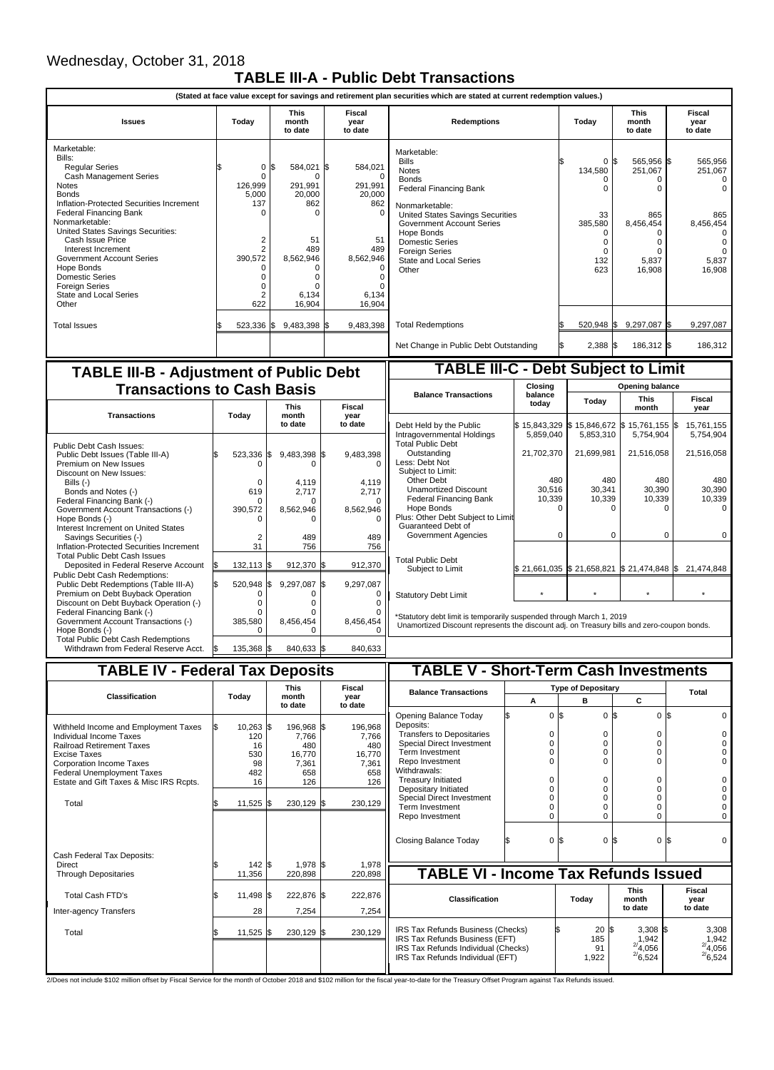Wednesday, October 31, 2018

# TABLE III-A - Public Debt Transactions

(Stated at face value except for savings and retirement plan securities which are stated at current redemption values.)

| Issues | Today | This month to date | Fiscal year to date |
|---|---|---|---|
| Marketable: | | | |
| Bills: | | | |
| Regular Series | $ 0 | $ 584,021 | $ 584,021 |
| Cash Management Series | 0 | 0 | 0 |
| Notes | 126,999 | 291,991 | 291,991 |
| Bonds | 5,000 | 20,000 | 20,000 |
| Inflation-Protected Securities Increment | 137 | 862 | 862 |
| Federal Financing Bank | 0 | 0 | 0 |
| Nonmarketable: | | | |
| United States Savings Securities: | | | |
| Cash Issue Price | 2 | 51 | 51 |
| Interest Increment | 2 | 489 | 489 |
| Government Account Series | 390,572 | 8,562,946 | 8,562,946 |
| Hope Bonds | 0 | 0 | 0 |
| Domestic Series | 0 | 0 | 0 |
| Foreign Series | 0 | 0 | 0 |
| State and Local Series | 2 | 6,134 | 6,134 |
| Other | 622 | 16,904 | 16,904 |
| Total Issues | $ 523,336 | $ 9,483,398 | $ 9,483,398 |

| Redemptions | Today | This month to date | Fiscal year to date |
|---|---|---|---|
| Marketable: | | | |
| Bills | $ 0 | $ 565,956 | $ 565,956 |
| Notes | 134,580 | 251,067 | 251,067 |
| Bonds | 0 | 0 | 0 |
| Federal Financing Bank | 0 | 0 | 0 |
| Nonmarketable: | | | |
| United States Savings Securities | 33 | 865 | 865 |
| Government Account Series | 385,580 | 8,456,454 | 8,456,454 |
| Hope Bonds | 0 | 0 | 0 |
| Domestic Series | 0 | 0 | 0 |
| Foreign Series | 0 | 0 | 0 |
| State and Local Series | 132 | 5,837 | 5,837 |
| Other | 623 | 16,908 | 16,908 |
| Total Redemptions | $ 520,948 | $ 9,297,087 | $ 9,297,087 |
| Net Change in Public Debt Outstanding | $ 2,388 | $ 186,312 | $ 186,312 |

# TABLE III-B - Adjustment of Public Debt Transactions to Cash Basis

| Transactions | Today | This month to date | Fiscal year to date |
|---|---|---|---|
| Public Debt Cash Issues: | | | |
| Public Debt Issues (Table III-A) | $ 523,336 | $ 9,483,398 | $ 9,483,398 |
| Premium on New Issues | 0 | 0 | 0 |
| Discount on New Issues: | | | |
| Bills (-) | 0 | 4,119 | 4,119 |
| Bonds and Notes (-) | 619 | 2,717 | 2,717 |
| Federal Financing Bank (-) | 0 | 0 | 0 |
| Government Account Transactions (-) | 390,572 | 8,562,946 | 8,562,946 |
| Hope Bonds (-) | 0 | 0 | 0 |
| Interest Increment on United States Savings Securities (-) | 2 | 489 | 489 |
| Inflation-Protected Securities Increment | 31 | 756 | 756 |
| Total Public Debt Cash Issues Deposited in Federal Reserve Account | $ 132,113 | $ 912,370 | $ 912,370 |
| Public Debt Cash Redemptions: | | | |
| Public Debt Redemptions (Table III-A) | $ 520,948 | $ 9,297,087 | $ 9,297,087 |
| Premium on Debt Buyback Operation | 0 | 0 | 0 |
| Discount on Debt Buyback Operation (-) | 0 | 0 | 0 |
| Federal Financing Bank (-) | 0 | 0 | 0 |
| Government Account Transactions (-) | 385,580 | 8,456,454 | 8,456,454 |
| Hope Bonds (-) | 0 | 0 | 0 |
| Total Public Debt Cash Redemptions Withdrawn from Federal Reserve Acct. | $ 135,368 | $ 840,633 | $ 840,633 |

# TABLE III-C - Debt Subject to Limit

| Balance Transactions | Closing balance today | Opening balance Today | Opening balance This month | Opening balance Fiscal year |
|---|---|---|---|---|
| Debt Held by the Public | $ 15,843,329 | $ 15,846,672 | $ 15,761,155 | $ 15,761,155 |
| Intragovernmental Holdings | 5,859,040 | 5,853,310 | 5,754,904 | 5,754,904 |
| Total Public Debt Outstanding | 21,702,370 | 21,699,981 | 21,516,058 | 21,516,058 |
| Less: Debt Not Subject to Limit: | | | | |
| Other Debt | 480 | 480 | 480 | 480 |
| Unamortized Discount | 30,516 | 30,341 | 30,390 | 30,390 |
| Federal Financing Bank | 10,339 | 10,339 | 10,339 | 10,339 |
| Hope Bonds | 0 | 0 | 0 | 0 |
| Plus: Other Debt Subject to Limit | | | | |
| Guaranteed Debt of Government Agencies | 0 | 0 | 0 | 0 |
| Total Public Debt Subject to Limit | $ 21,661,035 | $ 21,658,821 | $ 21,474,848 | $ 21,474,848 |
| Statutory Debt Limit | * | * | * | * |

*Statutory debt limit is temporarily suspended through March 1, 2019
Unamortized Discount represents the discount adj. on Treasury bills and zero-coupon bonds.

# TABLE IV - Federal Tax Deposits

| Classification | Today | This month to date | Fiscal year to date |
|---|---|---|---|
| Withheld Income and Employment Taxes | $ 10,263 | $ 196,968 | $ 196,968 |
| Individual Income Taxes | 120 | 7,766 | 7,766 |
| Railroad Retirement Taxes | 16 | 480 | 480 |
| Excise Taxes | 530 | 16,770 | 16,770 |
| Corporation Income Taxes | 98 | 7,361 | 7,361 |
| Federal Unemployment Taxes | 482 | 658 | 658 |
| Estate and Gift Taxes & Misc IRS Rcpts. | 16 | 126 | 126 |
| Total | $ 11,525 | $ 230,129 | $ 230,129 |
| Cash Federal Tax Deposits: | | | |
| Direct | $ 142 | $ 1,978 | $ 1,978 |
| Through Depositaries | 11,356 | 220,898 | 220,898 |
| Total Cash FTD's | $ 11,498 | $ 222,876 | $ 222,876 |
| Inter-agency Transfers | 28 | 7,254 | 7,254 |
| Total | $ 11,525 | $ 230,129 | $ 230,129 |

# TABLE V - Short-Term Cash Investments

| Balance Transactions | Type of Depositary A | B | C | Total |
|---|---|---|---|---|
| Opening Balance Today | $ 0 | $ 0 | $ 0 | $ 0 |
| Deposits: | | | | |
| Transfers to Depositaries | 0 | 0 | 0 | 0 |
| Special Direct Investment | 0 | 0 | 0 | 0 |
| Term Investment | 0 | 0 | 0 | 0 |
| Repo Investment | 0 | 0 | 0 | 0 |
| Withdrawals: | | | | |
| Treasury Initiated | 0 | 0 | 0 | 0 |
| Depositary Initiated | 0 | 0 | 0 | 0 |
| Special Direct Investment | 0 | 0 | 0 | 0 |
| Term Investment | 0 | 0 | 0 | 0 |
| Repo Investment | 0 | 0 | 0 | 0 |
| Closing Balance Today | $ 0 | $ 0 | $ 0 | $ 0 |

# TABLE VI - Income Tax Refunds Issued

| Classification | Today | This month to date | Fiscal year to date |
|---|---|---|---|
| IRS Tax Refunds Business (Checks) | $ 20 | $ 3,308 | $ 3,308 |
| IRS Tax Refunds Business (EFT) | 185 | 1,942 | 1,942 |
| IRS Tax Refunds Individual (Checks) | 91 | 2/ 4,056 | 2/ 4,056 |
| IRS Tax Refunds Individual (EFT) | 1,922 | 2/ 6,524 | 2/ 6,524 |

2/Does not include $102 million offset by Fiscal Service for the month of October 2018 and $102 million for the fiscal year-to-date for the Treasury Offset Program against Tax Refunds issued.